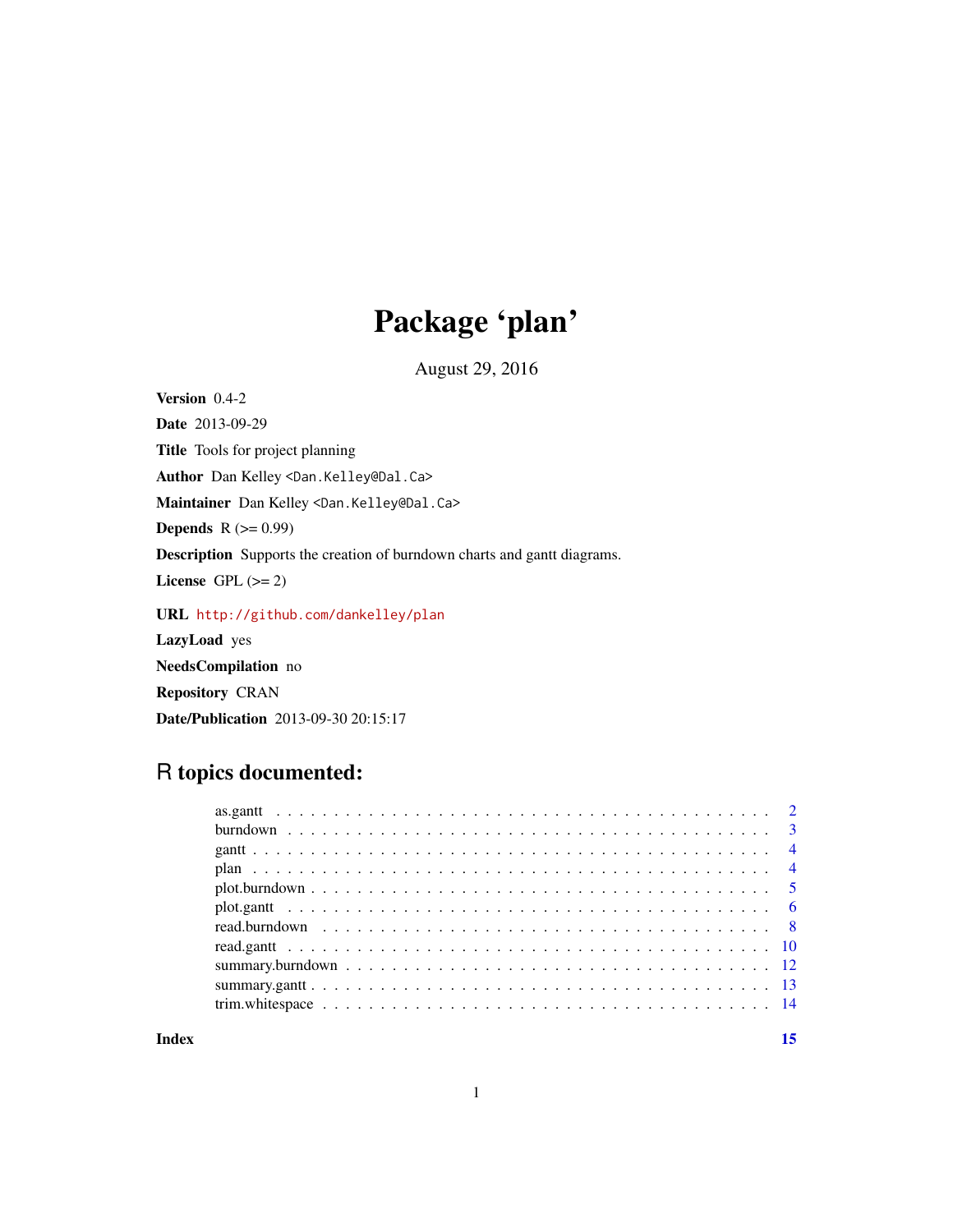# Package 'plan'

August 29, 2016

**Version** 0.4-2

**Date** 2013-09-29

**Title** Tools for project planning

**Author** Dan Kelley <Dan.Kelley@Dal.Ca>

**Maintainer** Dan Kelley <Dan.Kelley@Dal.Ca>

**Depends** R (>= 0.99)

**Description** Supports the creation of burndown charts and gantt diagrams.

**License** GPL (>= 2)

**URL** http://github.com/dankelley/plan

**LazyLoad** yes

**NeedsCompilation** no

**Repository** CRAN

**Date/Publication** 2013-09-30 20:15:17

## R topics documented:

as.gantt . . . . . . . . . . . . . . . . . . . . . . . . . . . . . . . . . . . . . . . . . . 2
burndown . . . . . . . . . . . . . . . . . . . . . . . . . . . . . . . . . . . . . . . . . 3
gantt . . . . . . . . . . . . . . . . . . . . . . . . . . . . . . . . . . . . . . . . . . . 4
plan . . . . . . . . . . . . . . . . . . . . . . . . . . . . . . . . . . . . . . . . . . . 4
plot.burndown . . . . . . . . . . . . . . . . . . . . . . . . . . . . . . . . . . . . . . 5
plot.gantt . . . . . . . . . . . . . . . . . . . . . . . . . . . . . . . . . . . . . . . . 6
read.burndown . . . . . . . . . . . . . . . . . . . . . . . . . . . . . . . . . . . . . . 8
read.gantt . . . . . . . . . . . . . . . . . . . . . . . . . . . . . . . . . . . . . . . . 10
summary.burndown . . . . . . . . . . . . . . . . . . . . . . . . . . . . . . . . . . . . 12
summary.gantt . . . . . . . . . . . . . . . . . . . . . . . . . . . . . . . . . . . . . . 13
trim.whitespace . . . . . . . . . . . . . . . . . . . . . . . . . . . . . . . . . . . . . 14

**Index** **15**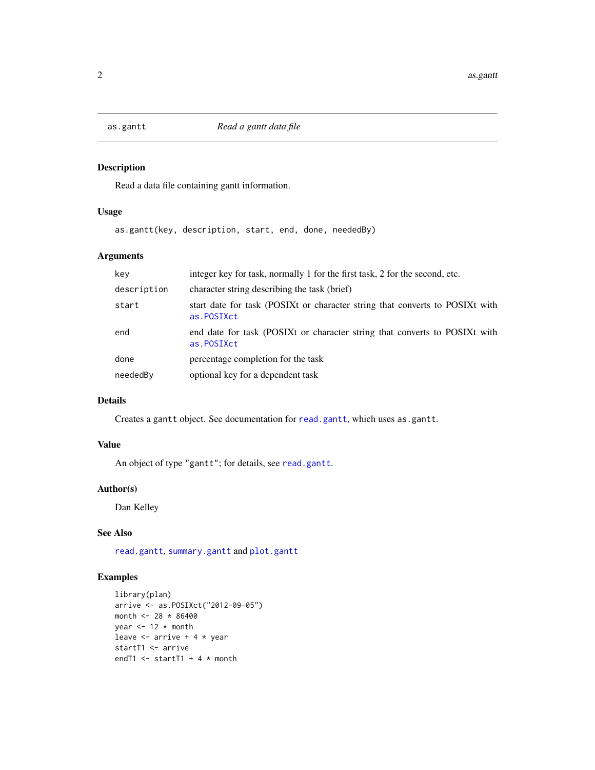as.gantt — *Read a gantt data file*

## Description

Read a data file containing gantt information.

## Usage

```
as.gantt(key, description, start, end, done, neededBy)
```

## Arguments

| | |
|---|---|
| `key` | integer key for task, normally 1 for the first task, 2 for the second, etc. |
| `description` | character string describing the task (brief) |
| `start` | start date for task (POSIXt or character string that converts to POSIXt with `as.POSIXct` |
| `end` | end date for task (POSIXt or character string that converts to POSIXt with `as.POSIXct` |
| `done` | percentage completion for the task |
| `neededBy` | optional key for a dependent task |

## Details

Creates a `gantt` object. See documentation for `read.gantt`, which uses `as.gantt`.

## Value

An object of type `"gantt"`; for details, see `read.gantt`.

## Author(s)

Dan Kelley

## See Also

`read.gantt`, `summary.gantt` and `plot.gantt`

## Examples

```
library(plan)
arrive <- as.POSIXct("2012-09-05")
month <- 28 * 86400
year <- 12 * month
leave <- arrive + 4 * year
startT1 <- arrive
endT1 <- startT1 + 4 * month
```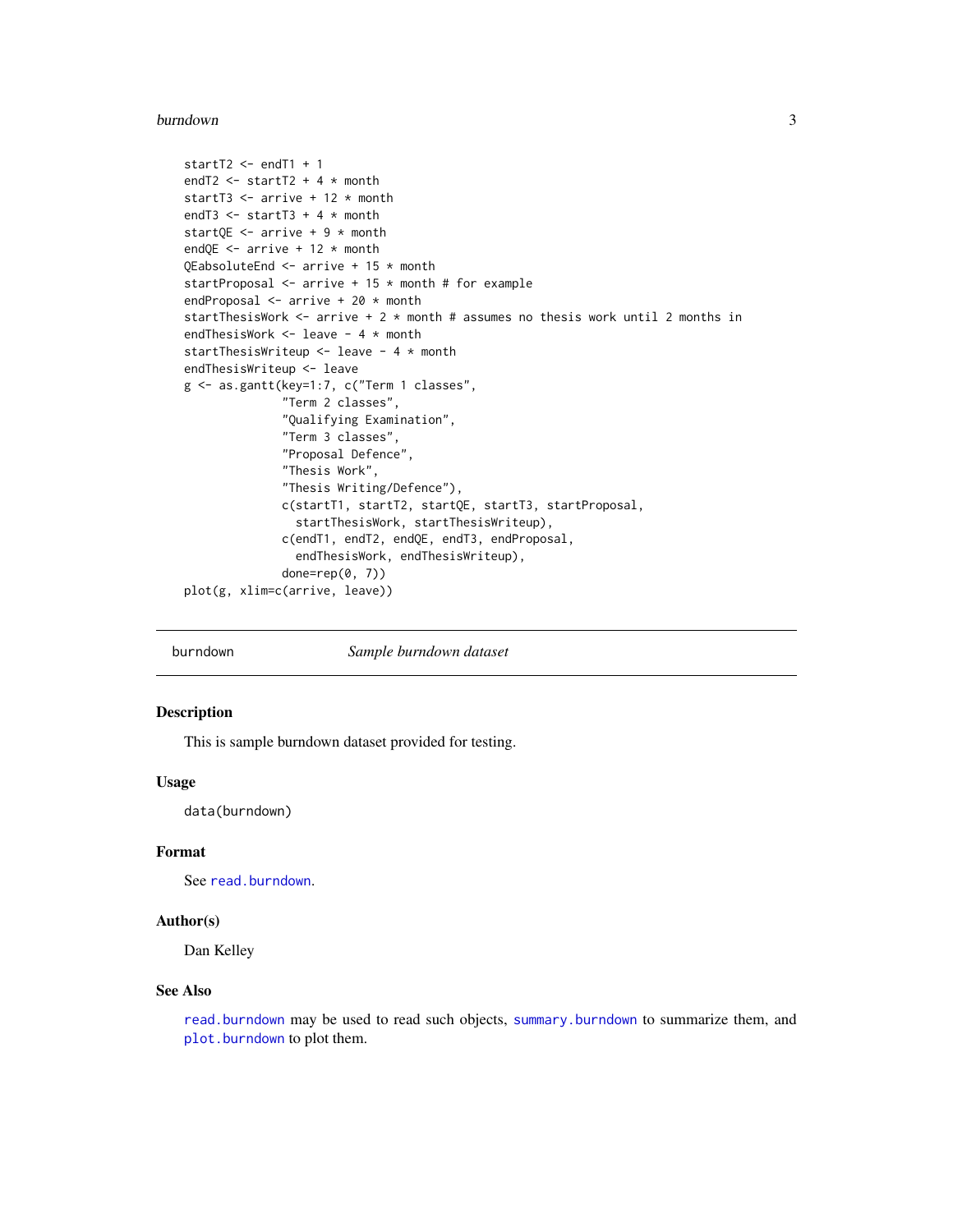```
startT2 <- endT1 + 1
endT2 <- startT2 + 4 * month
startT3 <- arrive + 12 * month
endT3 <- startT3 + 4 * month
startQE <- arrive + 9 * month
endQE <- arrive + 12 * month
QEabsoluteEnd <- arrive + 15 * month
startProposal <- arrive + 15 * month # for example
endProposal <- arrive + 20 * month
startThesisWork <- arrive + 2 * month # assumes no thesis work until 2 months in
endThesisWork <- leave - 4 * month
startThesisWriteup <- leave - 4 * month
endThesisWriteup <- leave
g <- as.gantt(key=1:7, c("Term 1 classes",
              "Term 2 classes",
              "Qualifying Examination",
              "Term 3 classes",
              "Proposal Defence",
              "Thesis Work",
              "Thesis Writing/Defence"),
              c(startT1, startT2, startQE, startT3, startProposal,
                startThesisWork, startThesisWriteup),
              c(endT1, endT2, endQE, endT3, endProposal,
                endThesisWork, endThesisWriteup),
              done=rep(0, 7))
plot(g, xlim=c(arrive, leave))
```

## burndown *Sample burndown dataset*

### Description

This is sample burndown dataset provided for testing.

### Usage

```
data(burndown)
```

### Format

See read.burndown.

### Author(s)

Dan Kelley

### See Also

read.burndown may be used to read such objects, summary.burndown to summarize them, and plot.burndown to plot them.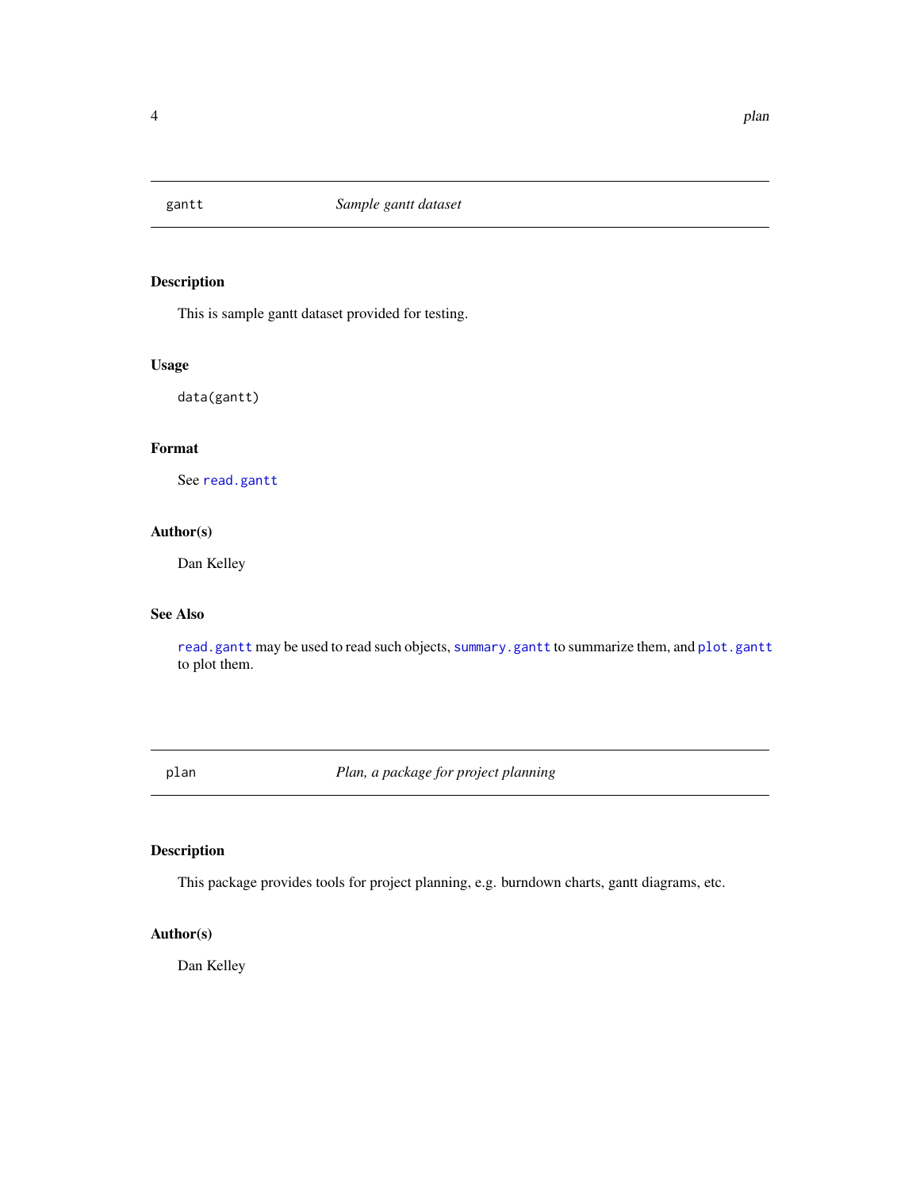## gantt — *Sample gantt dataset*

### Description

This is sample gantt dataset provided for testing.

### Usage

```
data(gantt)
```

### Format

See `read.gantt`

### Author(s)

Dan Kelley

### See Also

`read.gantt` may be used to read such objects, `summary.gantt` to summarize them, and `plot.gantt` to plot them.

## plan — *Plan, a package for project planning*

### Description

This package provides tools for project planning, e.g. burndown charts, gantt diagrams, etc.

### Author(s)

Dan Kelley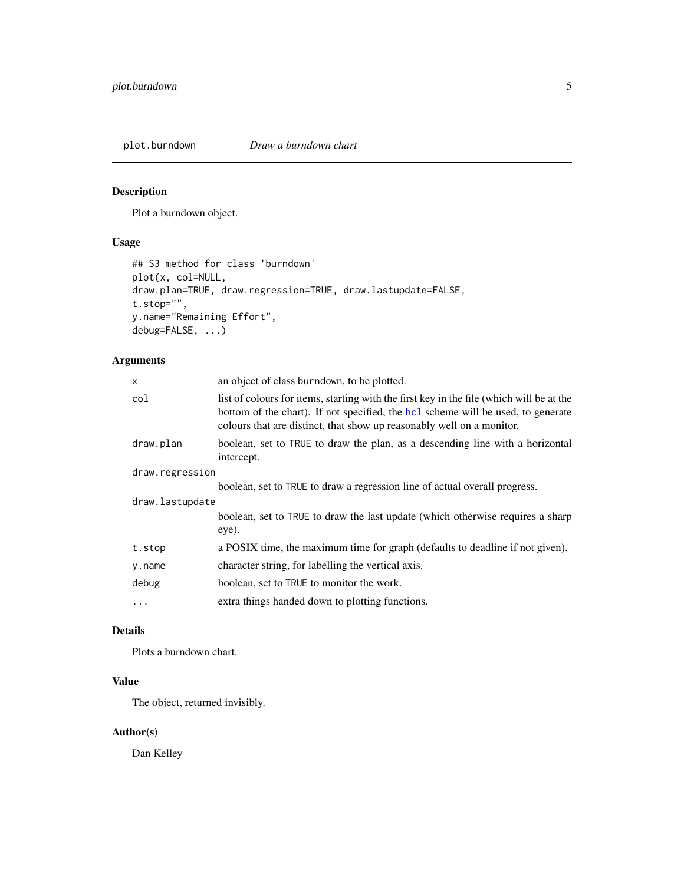plot.burndown    *Draw a burndown chart*

## Description

Plot a burndown object.

## Usage

```
## S3 method for class 'burndown'
plot(x, col=NULL,
draw.plan=TRUE, draw.regression=TRUE, draw.lastupdate=FALSE,
t.stop="",
y.name="Remaining Effort",
debug=FALSE, ...)
```

## Arguments

| | |
|---|---|
| `x` | an object of class `burndown`, to be plotted. |
| `col` | list of colours for items, starting with the first key in the file (which will be at the bottom of the chart). If not specified, the `hcl` scheme will be used, to generate colours that are distinct, that show up reasonably well on a monitor. |
| `draw.plan` | boolean, set to `TRUE` to draw the plan, as a descending line with a horizontal intercept. |
| `draw.regression` | boolean, set to `TRUE` to draw a regression line of actual overall progress. |
| `draw.lastupdate` | boolean, set to `TRUE` to draw the last update (which otherwise requires a sharp eye). |
| `t.stop` | a POSIX time, the maximum time for graph (defaults to deadline if not given). |
| `y.name` | character string, for labelling the vertical axis. |
| `debug` | boolean, set to `TRUE` to monitor the work. |
| `...` | extra things handed down to plotting functions. |

## Details

Plots a burndown chart.

## Value

The object, returned invisibly.

## Author(s)

Dan Kelley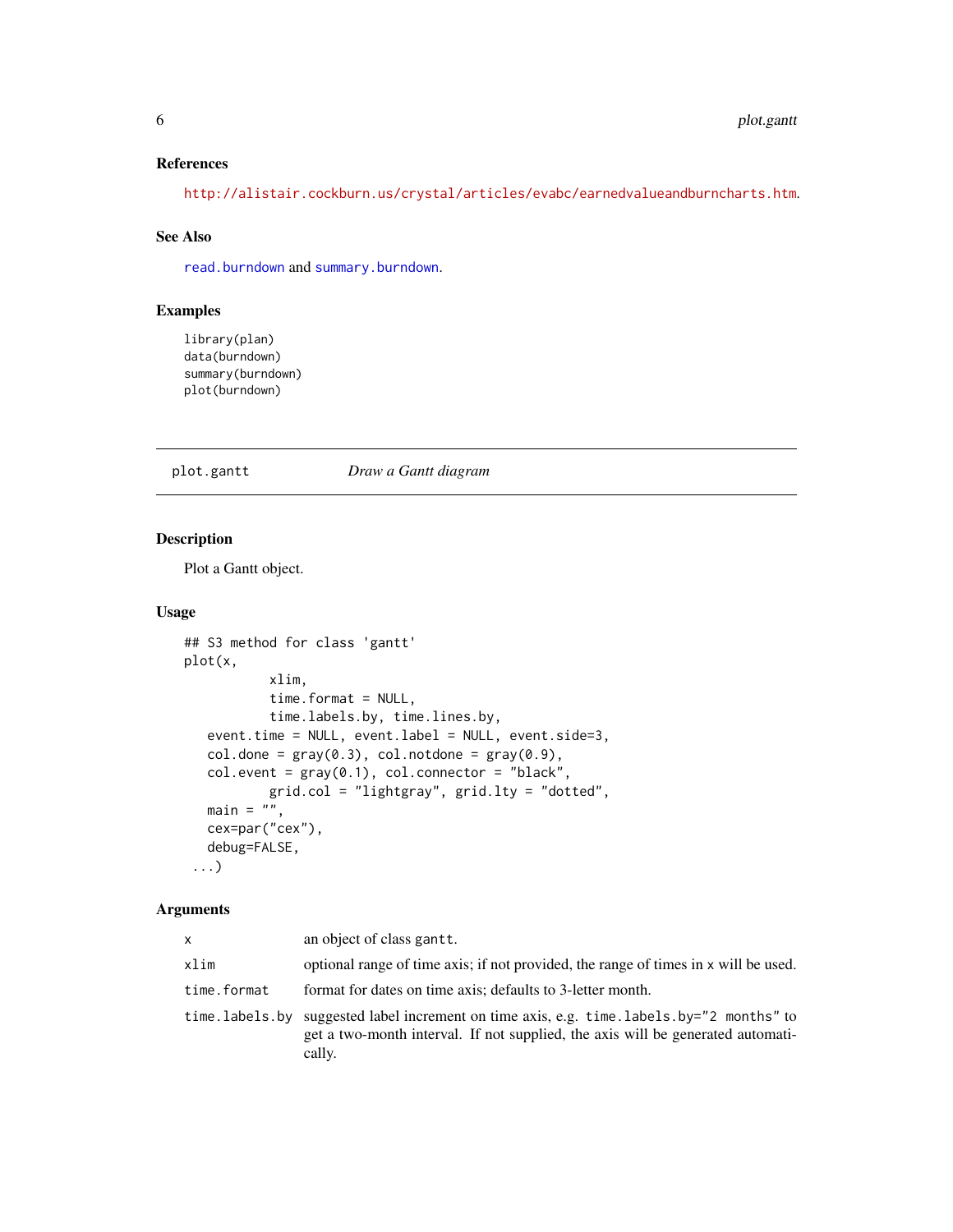### References

http://alistair.cockburn.us/crystal/articles/evabc/earnedvalueandburncharts.htm.

### See Also

`read.burndown` and `summary.burndown`.

### Examples

```
library(plan)
data(burndown)
summary(burndown)
plot(burndown)
```

---

## plot.gantt — *Draw a Gantt diagram*

---

### Description

Plot a Gantt object.

### Usage

```
## S3 method for class 'gantt'
plot(x,
           xlim,
           time.format = NULL,
           time.labels.by, time.lines.by,
    event.time = NULL, event.label = NULL, event.side=3,
    col.done = gray(0.3), col.notdone = gray(0.9),
    col.event = gray(0.1), col.connector = "black",
           grid.col = "lightgray", grid.lty = "dotted",
    main = "",
    cex=par("cex"),
    debug=FALSE,
  ...)
```

### Arguments

| | |
|---|---|
| `x` | an object of class `gantt`. |
| `xlim` | optional range of time axis; if not provided, the range of times in `x` will be used. |
| `time.format` | format for dates on time axis; defaults to 3-letter month. |
| `time.labels.by` | suggested label increment on time axis, e.g. `time.labels.by="2 months"` to get a two-month interval. If not supplied, the axis will be generated automatically. |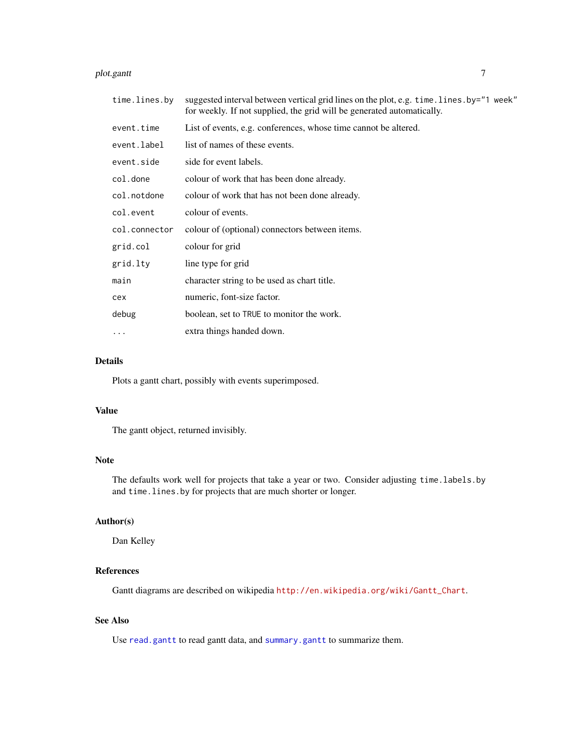| | |
|---|---|
| `time.lines.by` | suggested interval between vertical grid lines on the plot, e.g. `time.lines.by="1 week"` for weekly. If not supplied, the grid will be generated automatically. |
| `event.time` | List of events, e.g. conferences, whose time cannot be altered. |
| `event.label` | list of names of these events. |
| `event.side` | side for event labels. |
| `col.done` | colour of work that has been done already. |
| `col.notdone` | colour of work that has not been done already. |
| `col.event` | colour of events. |
| `col.connector` | colour of (optional) connectors between items. |
| `grid.col` | colour for grid |
| `grid.lty` | line type for grid |
| `main` | character string to be used as chart title. |
| `cex` | numeric, font-size factor. |
| `debug` | boolean, set to `TRUE` to monitor the work. |
| `...` | extra things handed down. |

### Details

Plots a gantt chart, possibly with events superimposed.

### Value

The gantt object, returned invisibly.

### Note

The defaults work well for projects that take a year or two. Consider adjusting `time.labels.by` and `time.lines.by` for projects that are much shorter or longer.

### Author(s)

Dan Kelley

### References

Gantt diagrams are described on wikipedia `http://en.wikipedia.org/wiki/Gantt_Chart`.

### See Also

Use `read.gantt` to read gantt data, and `summary.gantt` to summarize them.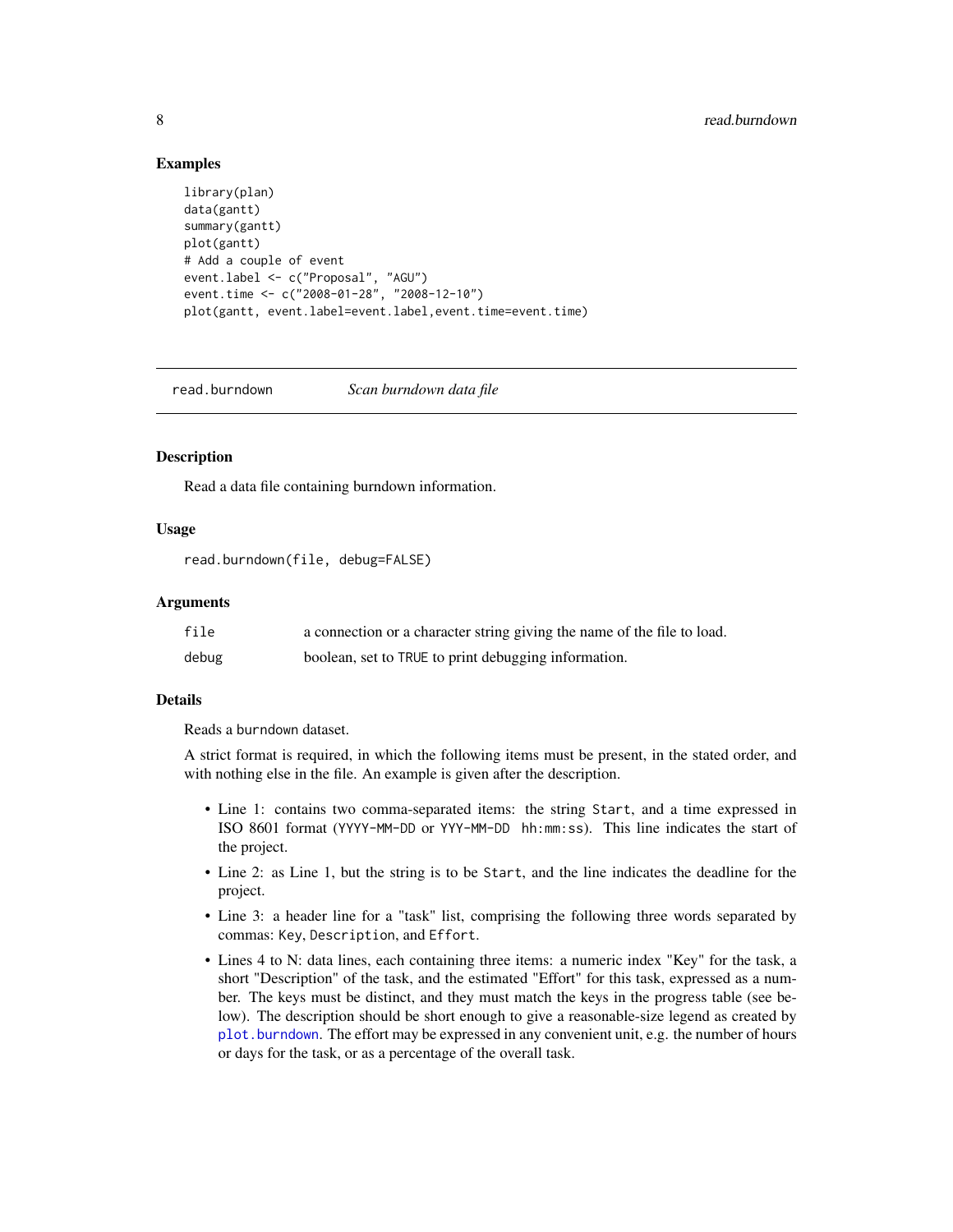### Examples

```
library(plan)
data(gantt)
summary(gantt)
plot(gantt)
# Add a couple of event
event.label <- c("Proposal", "AGU")
event.time <- c("2008-01-28", "2008-12-10")
plot(gantt, event.label=event.label,event.time=event.time)
```

---

## read.burndown *Scan burndown data file*

---

### Description

Read a data file containing burndown information.

### Usage

```
read.burndown(file, debug=FALSE)
```

### Arguments

| | |
|---|---|
| `file` | a connection or a character string giving the name of the file to load. |
| `debug` | boolean, set to `TRUE` to print debugging information. |

### Details

Reads a `burndown` dataset.

A strict format is required, in which the following items must be present, in the stated order, and with nothing else in the file. An example is given after the description.

- Line 1: contains two comma-separated items: the string `Start`, and a time expressed in ISO 8601 format (`YYYY-MM-DD` or `YYY-MM-DD hh:mm:ss`). This line indicates the start of the project.
- Line 2: as Line 1, but the string is to be `Start`, and the line indicates the deadline for the project.
- Line 3: a header line for a "task" list, comprising the following three words separated by commas: `Key`, `Description`, and `Effort`.
- Lines 4 to N: data lines, each containing three items: a numeric index "Key" for the task, a short "Description" of the task, and the estimated "Effort" for this task, expressed as a number. The keys must be distinct, and they must match the keys in the progress table (see below). The description should be short enough to give a reasonable-size legend as created by `plot.burndown`. The effort may be expressed in any convenient unit, e.g. the number of hours or days for the task, or as a percentage of the overall task.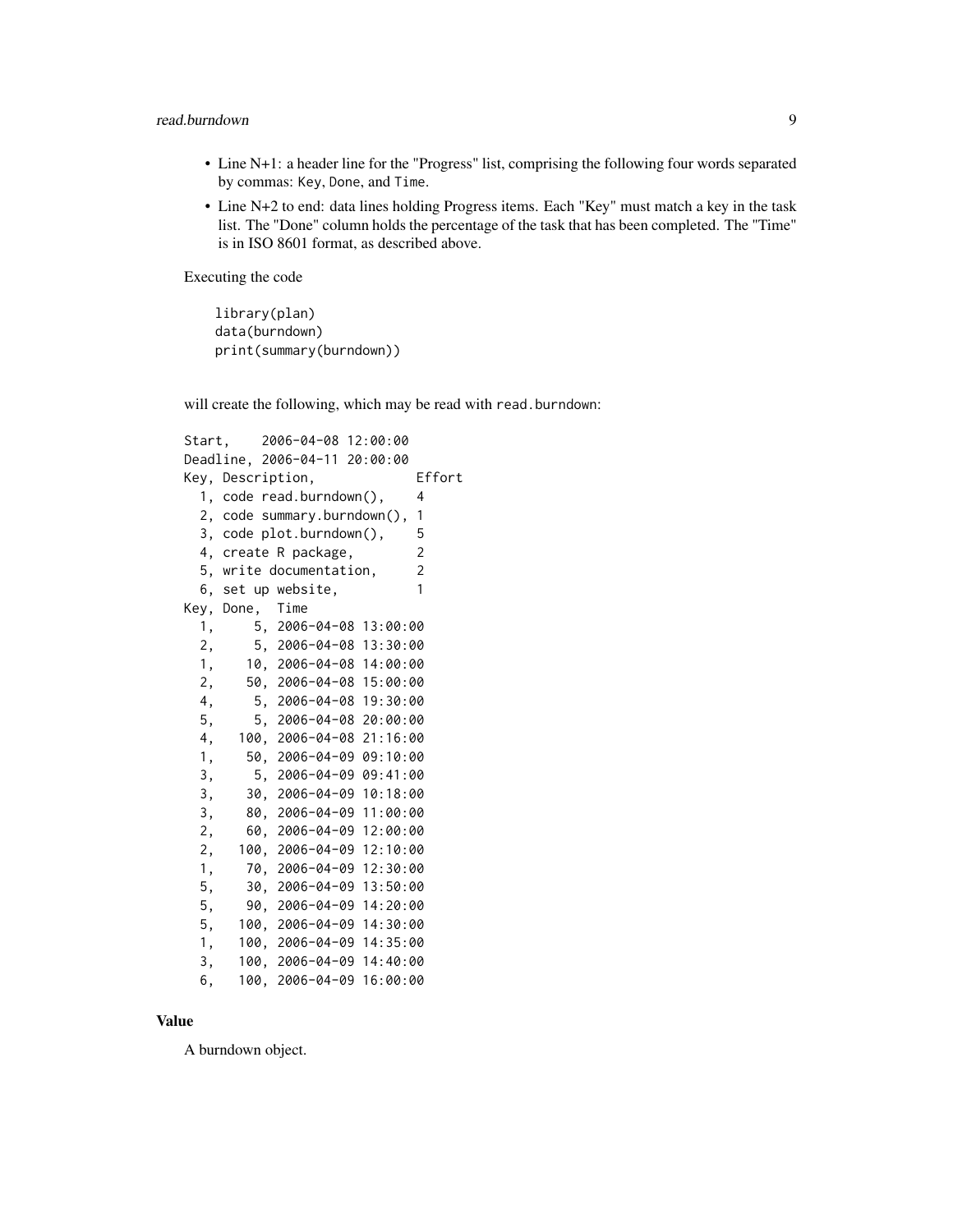- Line N+1: a header line for the "Progress" list, comprising the following four words separated by commas: Key, Done, and Time.
- Line N+2 to end: data lines holding Progress items. Each "Key" must match a key in the task list. The "Done" column holds the percentage of the task that has been completed. The "Time" is in ISO 8601 format, as described above.

Executing the code

```
library(plan)
data(burndown)
print(summary(burndown))
```

will create the following, which may be read with read.burndown:

```
Start,    2006-04-08 12:00:00
Deadline, 2006-04-11 20:00:00
Key, Description,             Effort
  1, code read.burndown(),    4
  2, code summary.burndown(), 1
  3, code plot.burndown(),    5
  4, create R package,        2
  5, write documentation,     2
  6, set up website,          1
Key, Done,  Time
  1,     5, 2006-04-08 13:00:00
  2,     5, 2006-04-08 13:30:00
  1,    10, 2006-04-08 14:00:00
  2,    50, 2006-04-08 15:00:00
  4,     5, 2006-04-08 19:30:00
  5,     5, 2006-04-08 20:00:00
  4,   100, 2006-04-08 21:16:00
  1,    50, 2006-04-09 09:10:00
  3,     5, 2006-04-09 09:41:00
  3,    30, 2006-04-09 10:18:00
  3,    80, 2006-04-09 11:00:00
  2,    60, 2006-04-09 12:00:00
  2,   100, 2006-04-09 12:10:00
  1,    70, 2006-04-09 12:30:00
  5,    30, 2006-04-09 13:50:00
  5,    90, 2006-04-09 14:20:00
  5,   100, 2006-04-09 14:30:00
  1,   100, 2006-04-09 14:35:00
  3,   100, 2006-04-09 14:40:00
  6,   100, 2006-04-09 16:00:00
```

## Value

A burndown object.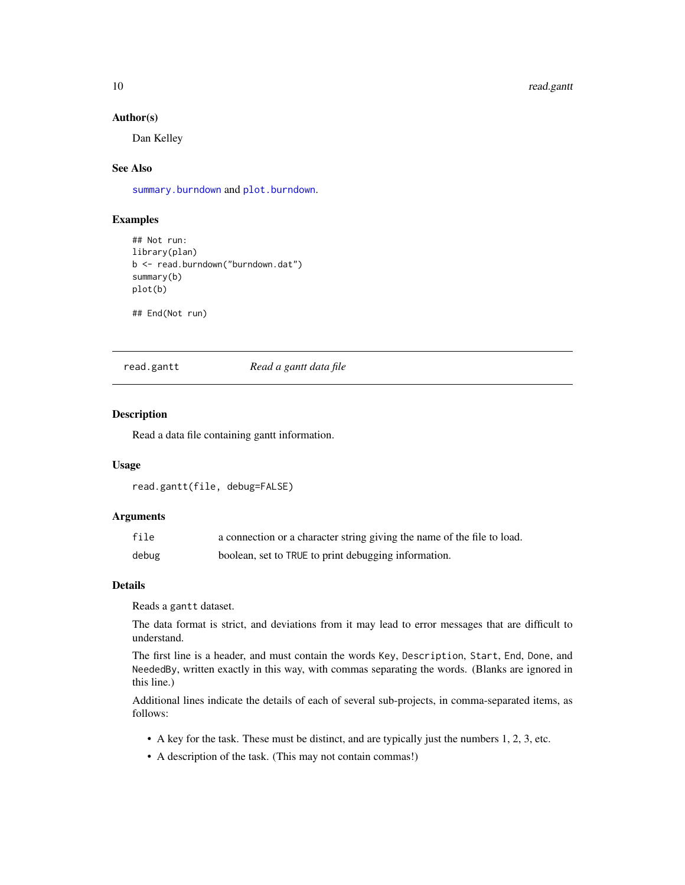### Author(s)

Dan Kelley

### See Also

`summary.burndown` and `plot.burndown`.

### Examples

```
## Not run:
library(plan)
b <- read.burndown("burndown.dat")
summary(b)
plot(b)

## End(Not run)
```

---

## read.gantt *Read a gantt data file*

---

### Description

Read a data file containing gantt information.

### Usage

```
read.gantt(file, debug=FALSE)
```

### Arguments

| | |
|---|---|
| `file` | a connection or a character string giving the name of the file to load. |
| `debug` | boolean, set to `TRUE` to print debugging information. |

### Details

Reads a `gantt` dataset.

The data format is strict, and deviations from it may lead to error messages that are difficult to understand.

The first line is a header, and must contain the words `Key`, `Description`, `Start`, `End`, `Done`, and `NeededBy`, written exactly in this way, with commas separating the words. (Blanks are ignored in this line.)

Additional lines indicate the details of each of several sub-projects, in comma-separated items, as follows:

- A key for the task. These must be distinct, and are typically just the numbers 1, 2, 3, etc.
- A description of the task. (This may not contain commas!)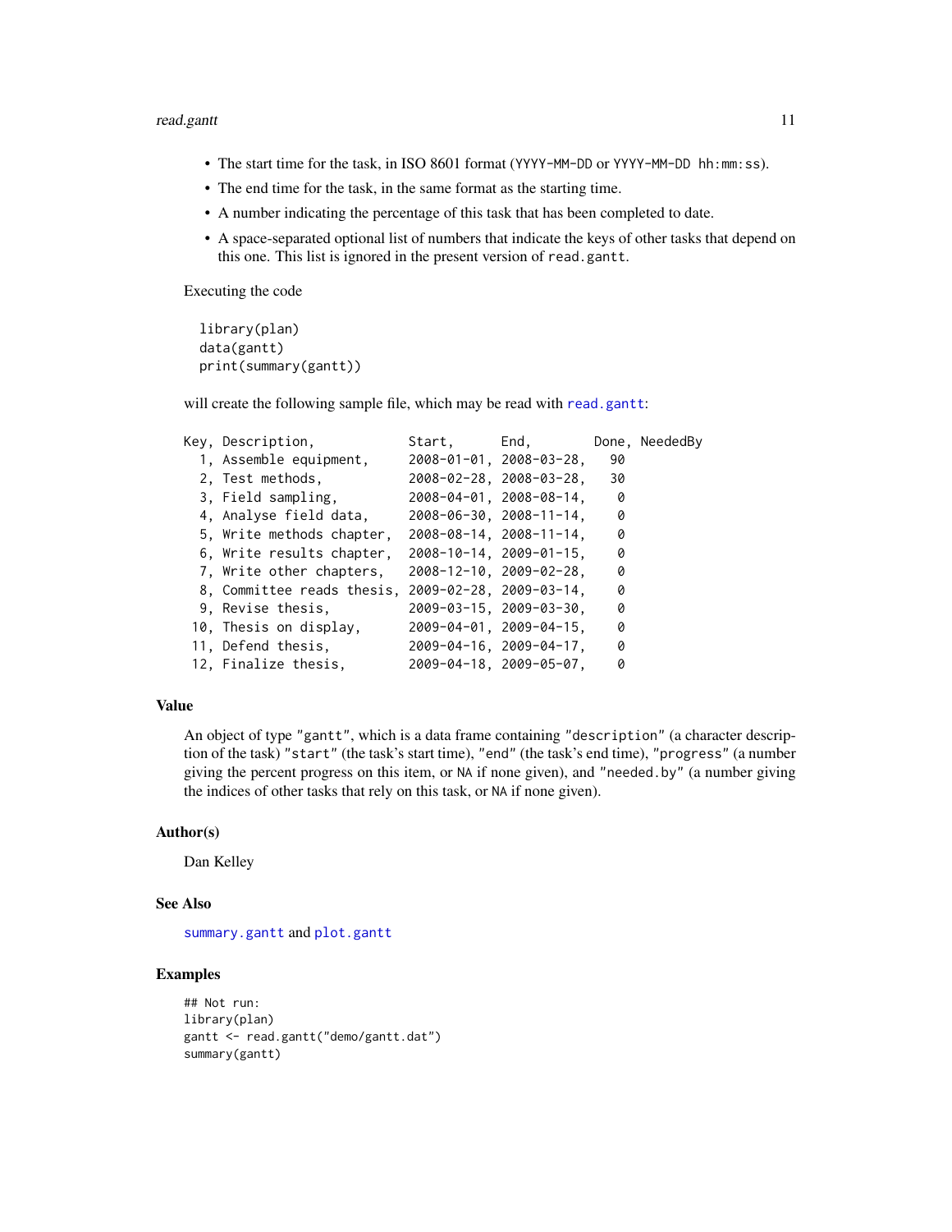- The start time for the task, in ISO 8601 format (`YYYY-MM-DD` or `YYYY-MM-DD hh:mm:ss`).
- The end time for the task, in the same format as the starting time.
- A number indicating the percentage of this task that has been completed to date.
- A space-separated optional list of numbers that indicate the keys of other tasks that depend on this one. This list is ignored in the present version of `read.gantt`.

Executing the code

```
library(plan)
data(gantt)
print(summary(gantt))
```

will create the following sample file, which may be read with `read.gantt`:

```
Key, Description,            Start,      End,        Done, NeededBy
  1, Assemble equipment,     2008-01-01, 2008-03-28,   90
  2, Test methods,           2008-02-28, 2008-03-28,   30
  3, Field sampling,         2008-04-01, 2008-08-14,    0
  4, Analyse field data,     2008-06-30, 2008-11-14,    0
  5, Write methods chapter,  2008-08-14, 2008-11-14,    0
  6, Write results chapter,  2008-10-14, 2009-01-15,    0
  7, Write other chapters,   2008-12-10, 2009-02-28,    0
  8, Committee reads thesis, 2009-02-28, 2009-03-14,    0
  9, Revise thesis,          2009-03-15, 2009-03-30,    0
 10, Thesis on display,      2009-04-01, 2009-04-15,    0
 11, Defend thesis,          2009-04-16, 2009-04-17,    0
 12, Finalize thesis,        2009-04-18, 2009-05-07,    0
```

## Value

An object of type `"gantt"`, which is a data frame containing `"description"` (a character description of the task) `"start"` (the task's start time), `"end"` (the task's end time), `"progress"` (a number giving the percent progress on this item, or `NA` if none given), and `"needed.by"` (a number giving the indices of other tasks that rely on this task, or `NA` if none given).

## Author(s)

Dan Kelley

## See Also

`summary.gantt` and `plot.gantt`

## Examples

```
## Not run:
library(plan)
gantt <- read.gantt("demo/gantt.dat")
summary(gantt)
```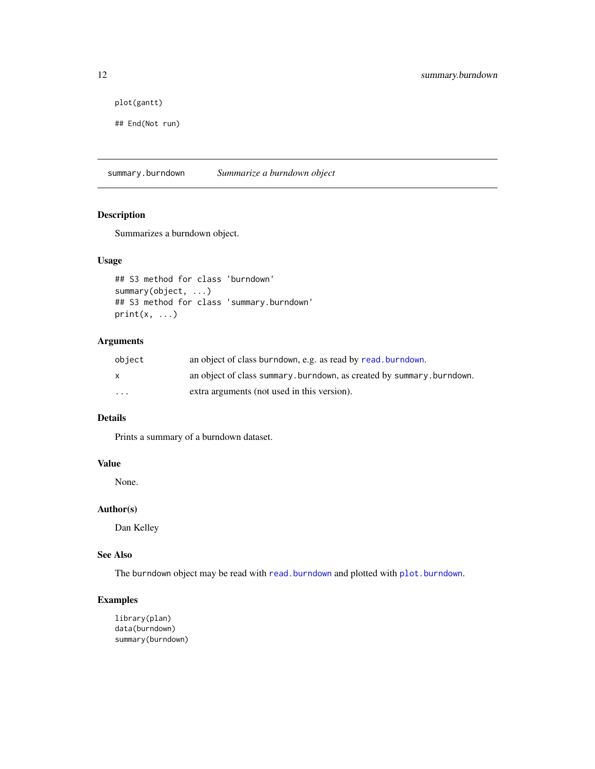```
plot(gantt)

## End(Not run)
```

---

## summary.burndown — *Summarize a burndown object*

### Description

Summarizes a burndown object.

### Usage

```
## S3 method for class 'burndown'
summary(object, ...)
## S3 method for class 'summary.burndown'
print(x, ...)
```

### Arguments

| | |
|---|---|
| `object` | an object of class burndown, e.g. as read by `read.burndown`. |
| `x` | an object of class `summary.burndown`, as created by `summary.burndown`. |
| `...` | extra arguments (not used in this version). |

### Details

Prints a summary of a burndown dataset.

### Value

None.

### Author(s)

Dan Kelley

### See Also

The `burndown` object may be read with `read.burndown` and plotted with `plot.burndown`.

### Examples

```
library(plan)
data(burndown)
summary(burndown)
```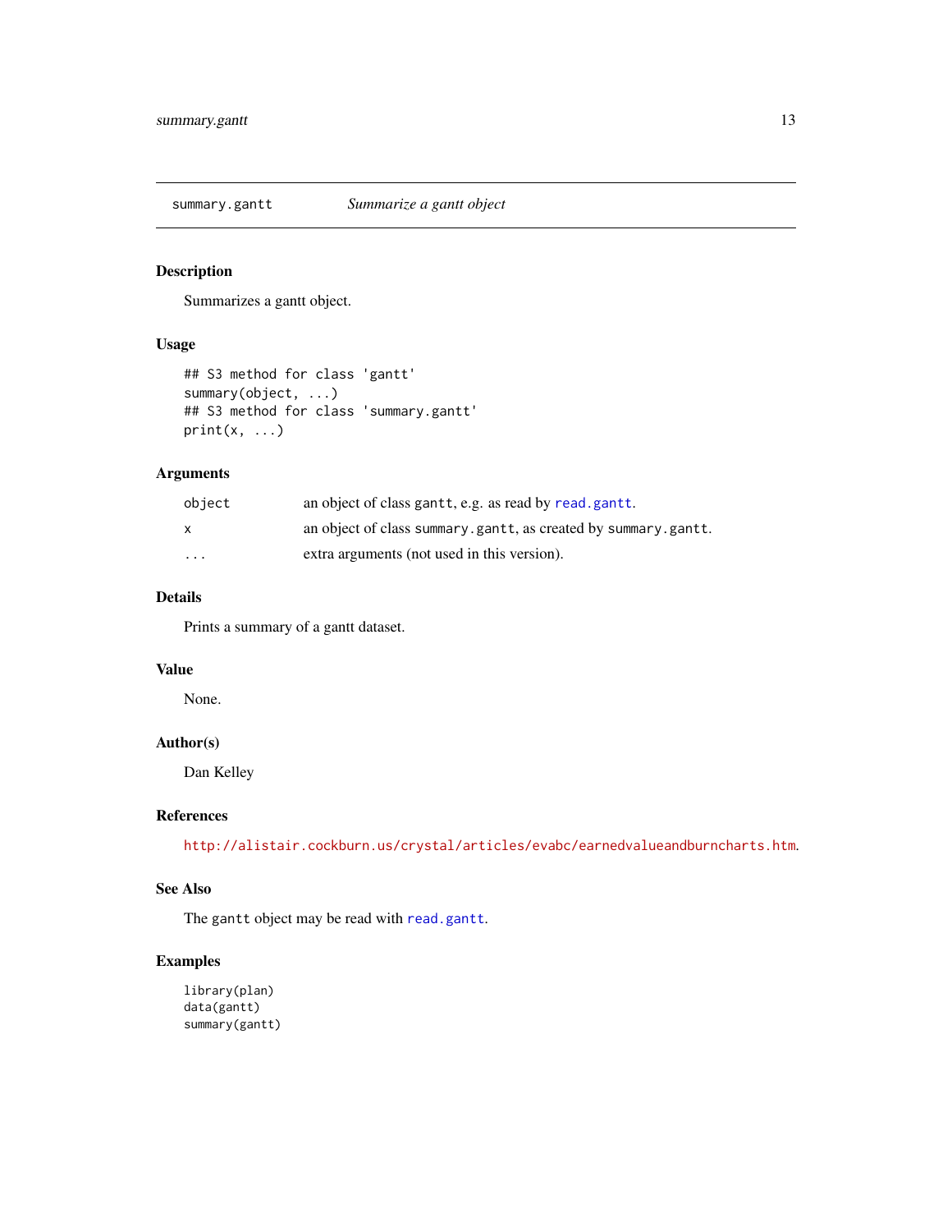## summary.gantt — *Summarize a gantt object*

### Description

Summarizes a gantt object.

### Usage

```
## S3 method for class 'gantt'
summary(object, ...)
## S3 method for class 'summary.gantt'
print(x, ...)
```

### Arguments

| | |
|---|---|
| `object` | an object of class `gantt`, e.g. as read by `read.gantt`. |
| `x` | an object of class `summary.gantt`, as created by `summary.gantt`. |
| `...` | extra arguments (not used in this version). |

### Details

Prints a summary of a gantt dataset.

### Value

None.

### Author(s)

Dan Kelley

### References

http://alistair.cockburn.us/crystal/articles/evabc/earnedvalueandburncharts.htm.

### See Also

The `gantt` object may be read with `read.gantt`.

### Examples

```
library(plan)
data(gantt)
summary(gantt)
```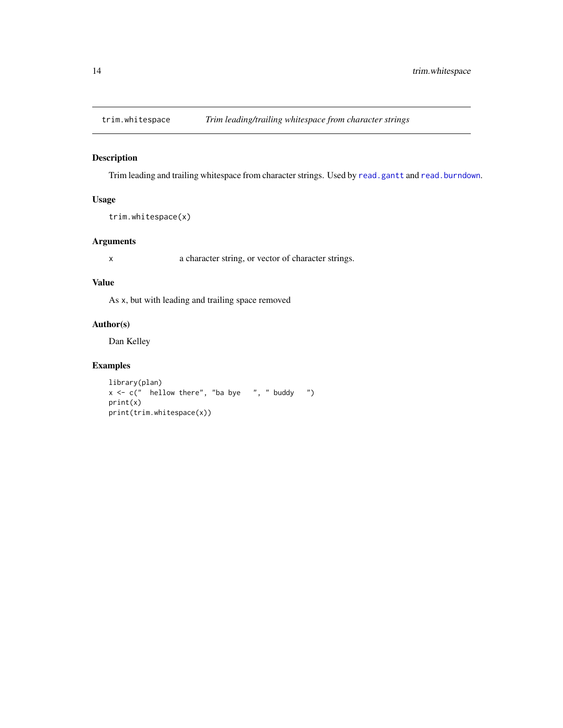## trim.whitespace — *Trim leading/trailing whitespace from character strings*

### Description

Trim leading and trailing whitespace from character strings. Used by `read.gantt` and `read.burndown`.

### Usage

```
trim.whitespace(x)
```

### Arguments

| | |
|---|---|
| `x` | a character string, or vector of character strings. |

### Value

As `x`, but with leading and trailing space removed

### Author(s)

Dan Kelley

### Examples

```
library(plan)
x <- c("  hellow there", "ba bye   ", " buddy   ")
print(x)
print(trim.whitespace(x))
```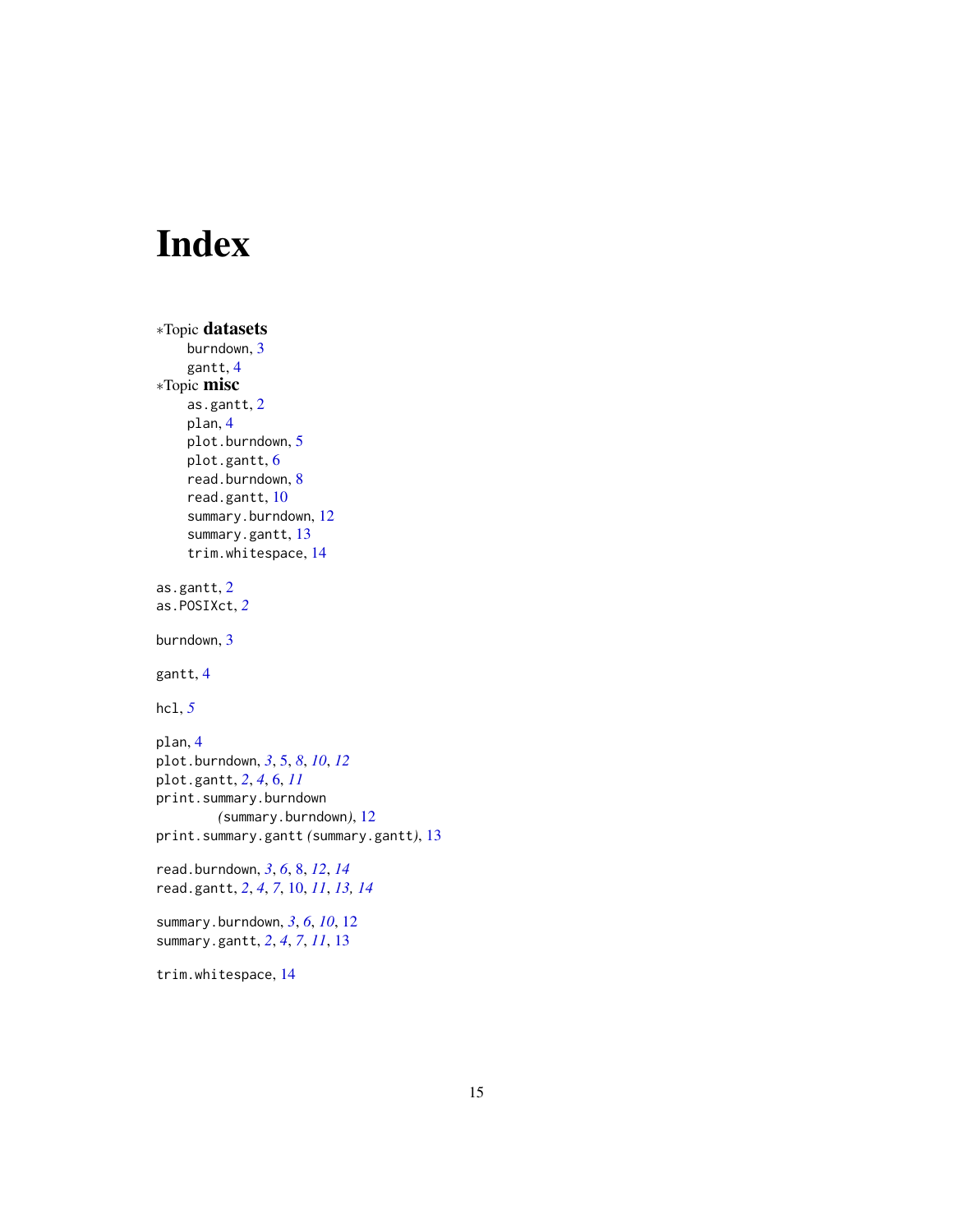# Index

*Topic **datasets**

burndown, 3
gantt, 4

*Topic **misc**

as.gantt, 2
plan, 4
plot.burndown, 5
plot.gantt, 6
read.burndown, 8
read.gantt, 10
summary.burndown, 12
summary.gantt, 13
trim.whitespace, 14

as.gantt, 2
as.POSIXct, *2*

burndown, 3

gantt, 4

hcl, *5*

plan, 4
plot.burndown, *3*, 5, *8*, *10*, *12*
plot.gantt, *2*, *4*, 6, *11*
print.summary.burndown (summary.burndown), 12
print.summary.gantt (summary.gantt), 13

read.burndown, *3*, *6*, 8, *12*, *14*
read.gantt, *2*, *4*, *7*, 10, *11*, *13*, *14*

summary.burndown, *3*, *6*, *10*, 12
summary.gantt, *2*, *4*, *7*, *11*, 13

trim.whitespace, 14